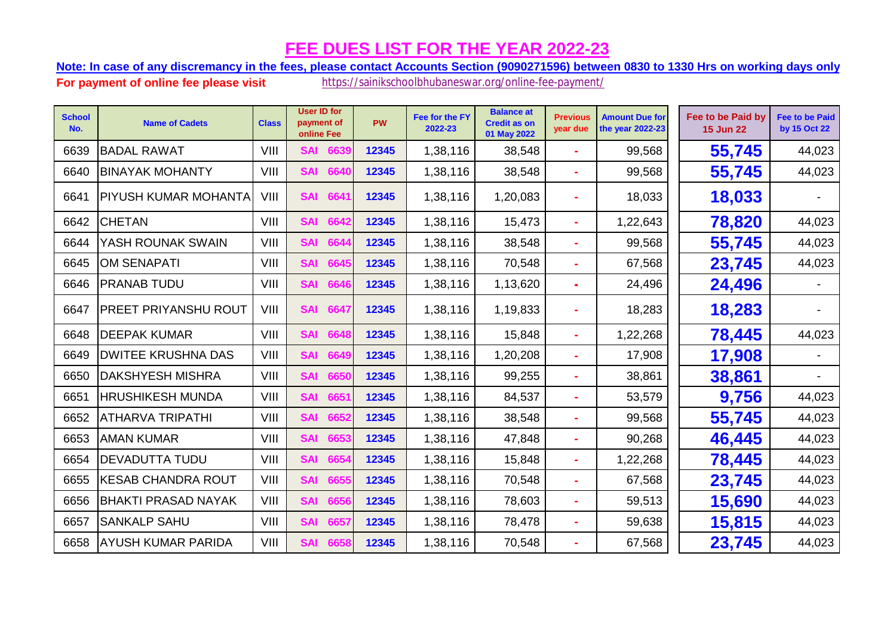# FEE DUES LIST FOR THE YEAR 2022-23

**Note: In case of any discremancy in the fees, please contact Accounts Section (9090271596) between 0830 to 1330 Hrs on working days only**

**For payment of online fee please visit** https://sainikschoolbhubaneswar.org/online-fee-payment/

| School No. | Name of Cadets | Class | User ID for payment of online Fee | PW | Fee for the FY 2022-23 | Balance at Credit as on 01 May 2022 | Previous year due | Amount Due for the year 2022-23 | Fee to be Paid by 15 Jun 22 | Fee to be Paid by 15 Oct 22 |
|---|---|---|---|---|---|---|---|---|---|---|
| 6639 | BADAL RAWAT | VIII | SAI 6639 | 12345 | 1,38,116 | 38,548 | - | 99,568 | 55,745 | 44,023 |
| 6640 | BINAYAK MOHANTY | VIII | SAI 6640 | 12345 | 1,38,116 | 38,548 | - | 99,568 | 55,745 | 44,023 |
| 6641 | PIYUSH KUMAR MOHANTA | VIII | SAI 6641 | 12345 | 1,38,116 | 1,20,083 | - | 18,033 | 18,033 | - |
| 6642 | CHETAN | VIII | SAI 6642 | 12345 | 1,38,116 | 15,473 | - | 1,22,643 | 78,820 | 44,023 |
| 6644 | YASH ROUNAK SWAIN | VIII | SAI 6644 | 12345 | 1,38,116 | 38,548 | - | 99,568 | 55,745 | 44,023 |
| 6645 | OM SENAPATI | VIII | SAI 6645 | 12345 | 1,38,116 | 70,548 | - | 67,568 | 23,745 | 44,023 |
| 6646 | PRANAB TUDU | VIII | SAI 6646 | 12345 | 1,38,116 | 1,13,620 | - | 24,496 | 24,496 | - |
| 6647 | PREET PRIYANSHU ROUT | VIII | SAI 6647 | 12345 | 1,38,116 | 1,19,833 | - | 18,283 | 18,283 | - |
| 6648 | DEEPAK KUMAR | VIII | SAI 6648 | 12345 | 1,38,116 | 15,848 | - | 1,22,268 | 78,445 | 44,023 |
| 6649 | DWITEE KRUSHNA DAS | VIII | SAI 6649 | 12345 | 1,38,116 | 1,20,208 | - | 17,908 | 17,908 | - |
| 6650 | DAKSHYESH MISHRA | VIII | SAI 6650 | 12345 | 1,38,116 | 99,255 | - | 38,861 | 38,861 | - |
| 6651 | HRUSHIKESH MUNDA | VIII | SAI 6651 | 12345 | 1,38,116 | 84,537 | - | 53,579 | 9,756 | 44,023 |
| 6652 | ATHARVA TRIPATHI | VIII | SAI 6652 | 12345 | 1,38,116 | 38,548 | - | 99,568 | 55,745 | 44,023 |
| 6653 | AMAN KUMAR | VIII | SAI 6653 | 12345 | 1,38,116 | 47,848 | - | 90,268 | 46,445 | 44,023 |
| 6654 | DEVADUTTA TUDU | VIII | SAI 6654 | 12345 | 1,38,116 | 15,848 | - | 1,22,268 | 78,445 | 44,023 |
| 6655 | KESAB CHANDRA ROUT | VIII | SAI 6655 | 12345 | 1,38,116 | 70,548 | - | 67,568 | 23,745 | 44,023 |
| 6656 | BHAKTI PRASAD NAYAK | VIII | SAI 6656 | 12345 | 1,38,116 | 78,603 | - | 59,513 | 15,690 | 44,023 |
| 6657 | SANKALP SAHU | VIII | SAI 6657 | 12345 | 1,38,116 | 78,478 | - | 59,638 | 15,815 | 44,023 |
| 6658 | AYUSH KUMAR PARIDA | VIII | SAI 6658 | 12345 | 1,38,116 | 70,548 | - | 67,568 | 23,745 | 44,023 |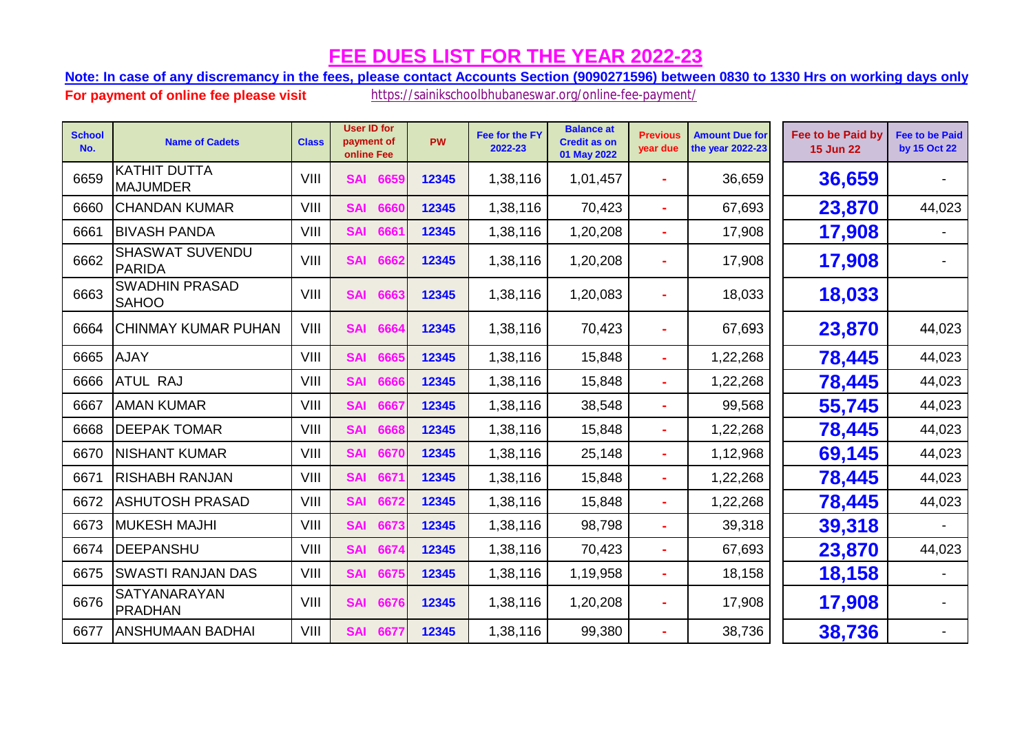# FEE DUES LIST FOR THE YEAR 2022-23

**Note: In case of any discremancy in the fees, please contact Accounts Section (9090271596) between 0830 to 1330 Hrs on working days only**

**For payment of online fee please visit** https://sainikschoolbhubaneswar.org/online-fee-payment/

| School No. | Name of Cadets | Class | User ID for payment of online Fee | PW | Fee for the FY 2022-23 | Balance at Credit as on 01 May 2022 | Previous year due | Amount Due for the year 2022-23 | Fee to be Paid by 15 Jun 22 | Fee to be Paid by 15 Oct 22 |
|---|---|---|---|---|---|---|---|---|---|---|
| 6659 | KATHIT DUTTA MAJUMDER | VIII | SAI 6659 | 12345 | 1,38,116 | 1,01,457 | - | 36,659 | 36,659 | - |
| 6660 | CHANDAN KUMAR | VIII | SAI 6660 | 12345 | 1,38,116 | 70,423 | - | 67,693 | 23,870 | 44,023 |
| 6661 | BIVASH PANDA | VIII | SAI 6661 | 12345 | 1,38,116 | 1,20,208 | - | 17,908 | 17,908 | - |
| 6662 | SHASWAT SUVENDU PARIDA | VIII | SAI 6662 | 12345 | 1,38,116 | 1,20,208 | - | 17,908 | 17,908 | - |
| 6663 | SWADHIN PRASAD SAHOO | VIII | SAI 6663 | 12345 | 1,38,116 | 1,20,083 | - | 18,033 | 18,033 | |
| 6664 | CHINMAY KUMAR PUHAN | VIII | SAI 6664 | 12345 | 1,38,116 | 70,423 | - | 67,693 | 23,870 | 44,023 |
| 6665 | AJAY | VIII | SAI 6665 | 12345 | 1,38,116 | 15,848 | - | 1,22,268 | 78,445 | 44,023 |
| 6666 | ATUL RAJ | VIII | SAI 6666 | 12345 | 1,38,116 | 15,848 | - | 1,22,268 | 78,445 | 44,023 |
| 6667 | AMAN KUMAR | VIII | SAI 6667 | 12345 | 1,38,116 | 38,548 | - | 99,568 | 55,745 | 44,023 |
| 6668 | DEEPAK TOMAR | VIII | SAI 6668 | 12345 | 1,38,116 | 15,848 | - | 1,22,268 | 78,445 | 44,023 |
| 6670 | NISHANT KUMAR | VIII | SAI 6670 | 12345 | 1,38,116 | 25,148 | - | 1,12,968 | 69,145 | 44,023 |
| 6671 | RISHABH RANJAN | VIII | SAI 6671 | 12345 | 1,38,116 | 15,848 | - | 1,22,268 | 78,445 | 44,023 |
| 6672 | ASHUTOSH PRASAD | VIII | SAI 6672 | 12345 | 1,38,116 | 15,848 | - | 1,22,268 | 78,445 | 44,023 |
| 6673 | MUKESH MAJHI | VIII | SAI 6673 | 12345 | 1,38,116 | 98,798 | - | 39,318 | 39,318 | - |
| 6674 | DEEPANSHU | VIII | SAI 6674 | 12345 | 1,38,116 | 70,423 | - | 67,693 | 23,870 | 44,023 |
| 6675 | SWASTI RANJAN DAS | VIII | SAI 6675 | 12345 | 1,38,116 | 1,19,958 | - | 18,158 | 18,158 | - |
| 6676 | SATYANARAYAN PRADHAN | VIII | SAI 6676 | 12345 | 1,38,116 | 1,20,208 | - | 17,908 | 17,908 | - |
| 6677 | ANSHUMAAN BADHAI | VIII | SAI 6677 | 12345 | 1,38,116 | 99,380 | - | 38,736 | 38,736 | - |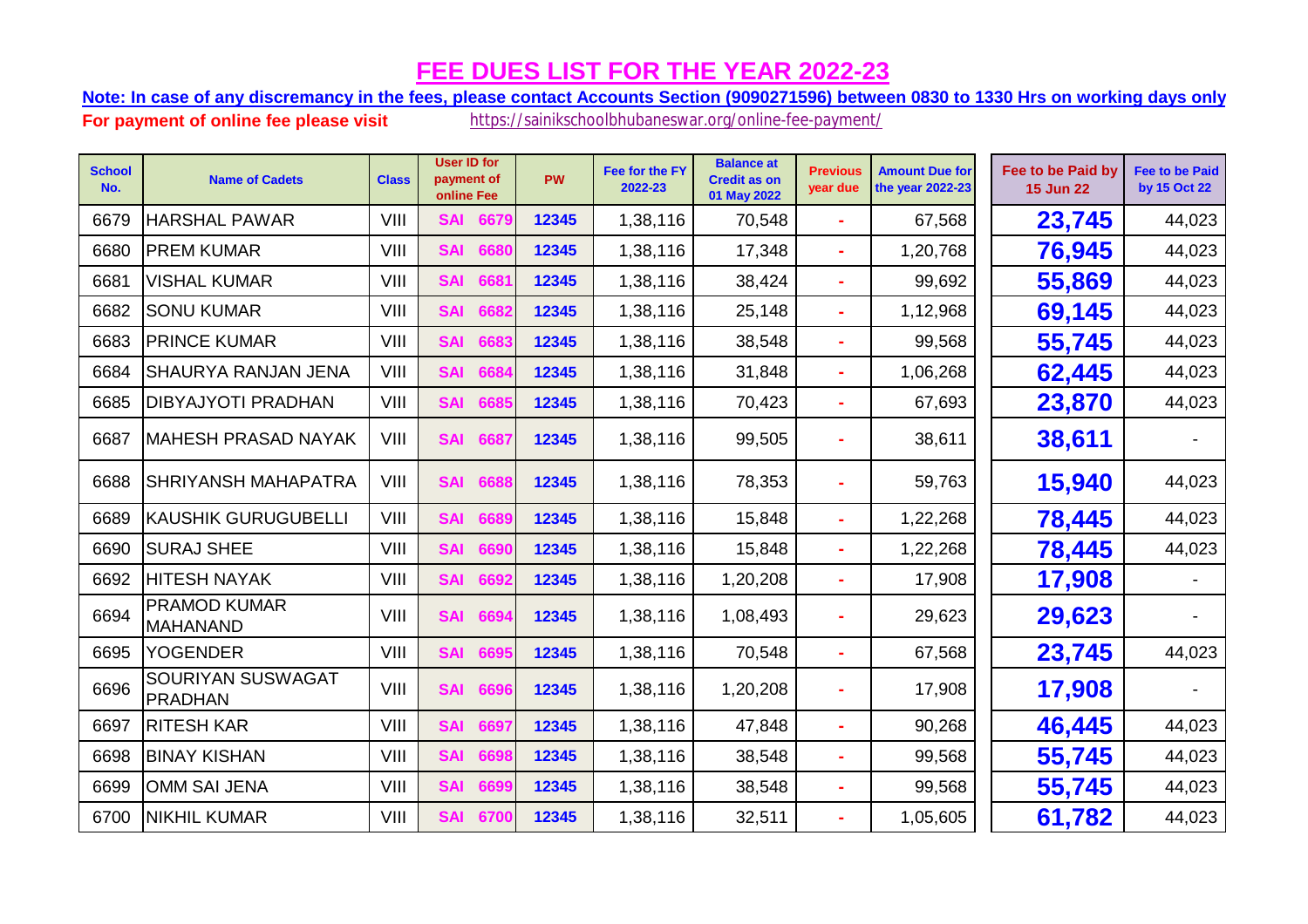# FEE DUES LIST FOR THE YEAR 2022-23

**Note: In case of any discremancy in the fees, please contact Accounts Section (9090271596) between 0830 to 1330 Hrs on working days only**

**For payment of online fee please visit** https://sainikschoolbhubaneswar.org/online-fee-payment/

| School No. | Name of Cadets | Class | User ID for payment of online Fee | PW | Fee for the FY 2022-23 | Balance at Credit as on 01 May 2022 | Previous year due | Amount Due for the year 2022-23 | Fee to be Paid by 15 Jun 22 | Fee to be Paid by 15 Oct 22 |
|---|---|---|---|---|---|---|---|---|---|---|
| 6679 | HARSHAL PAWAR | VIII | SAI 6679 | 12345 | 1,38,116 | 70,548 | - | 67,568 | **23,745** | 44,023 |
| 6680 | PREM KUMAR | VIII | SAI 6680 | 12345 | 1,38,116 | 17,348 | - | 1,20,768 | **76,945** | 44,023 |
| 6681 | VISHAL KUMAR | VIII | SAI 6681 | 12345 | 1,38,116 | 38,424 | - | 99,692 | **55,869** | 44,023 |
| 6682 | SONU KUMAR | VIII | SAI 6682 | 12345 | 1,38,116 | 25,148 | - | 1,12,968 | **69,145** | 44,023 |
| 6683 | PRINCE KUMAR | VIII | SAI 6683 | 12345 | 1,38,116 | 38,548 | - | 99,568 | **55,745** | 44,023 |
| 6684 | SHAURYA RANJAN JENA | VIII | SAI 6684 | 12345 | 1,38,116 | 31,848 | - | 1,06,268 | **62,445** | 44,023 |
| 6685 | DIBYAJYOTI PRADHAN | VIII | SAI 6685 | 12345 | 1,38,116 | 70,423 | - | 67,693 | **23,870** | 44,023 |
| 6687 | MAHESH PRASAD NAYAK | VIII | SAI 6687 | 12345 | 1,38,116 | 99,505 | - | 38,611 | **38,611** | - |
| 6688 | SHRIYANSH MAHAPATRA | VIII | SAI 6688 | 12345 | 1,38,116 | 78,353 | - | 59,763 | **15,940** | 44,023 |
| 6689 | KAUSHIK GURUGUBELLI | VIII | SAI 6689 | 12345 | 1,38,116 | 15,848 | - | 1,22,268 | **78,445** | 44,023 |
| 6690 | SURAJ SHEE | VIII | SAI 6690 | 12345 | 1,38,116 | 15,848 | - | 1,22,268 | **78,445** | 44,023 |
| 6692 | HITESH NAYAK | VIII | SAI 6692 | 12345 | 1,38,116 | 1,20,208 | - | 17,908 | **17,908** | - |
| 6694 | PRAMOD KUMAR MAHANAND | VIII | SAI 6694 | 12345 | 1,38,116 | 1,08,493 | - | 29,623 | **29,623** | - |
| 6695 | YOGENDER | VIII | SAI 6695 | 12345 | 1,38,116 | 70,548 | - | 67,568 | **23,745** | 44,023 |
| 6696 | SOURIYAN SUSWAGAT PRADHAN | VIII | SAI 6696 | 12345 | 1,38,116 | 1,20,208 | - | 17,908 | **17,908** | - |
| 6697 | RITESH KAR | VIII | SAI 6697 | 12345 | 1,38,116 | 47,848 | - | 90,268 | **46,445** | 44,023 |
| 6698 | BINAY KISHAN | VIII | SAI 6698 | 12345 | 1,38,116 | 38,548 | - | 99,568 | **55,745** | 44,023 |
| 6699 | OMM SAI JENA | VIII | SAI 6699 | 12345 | 1,38,116 | 38,548 | - | 99,568 | **55,745** | 44,023 |
| 6700 | NIKHIL KUMAR | VIII | SAI 6700 | 12345 | 1,38,116 | 32,511 | - | 1,05,605 | **61,782** | 44,023 |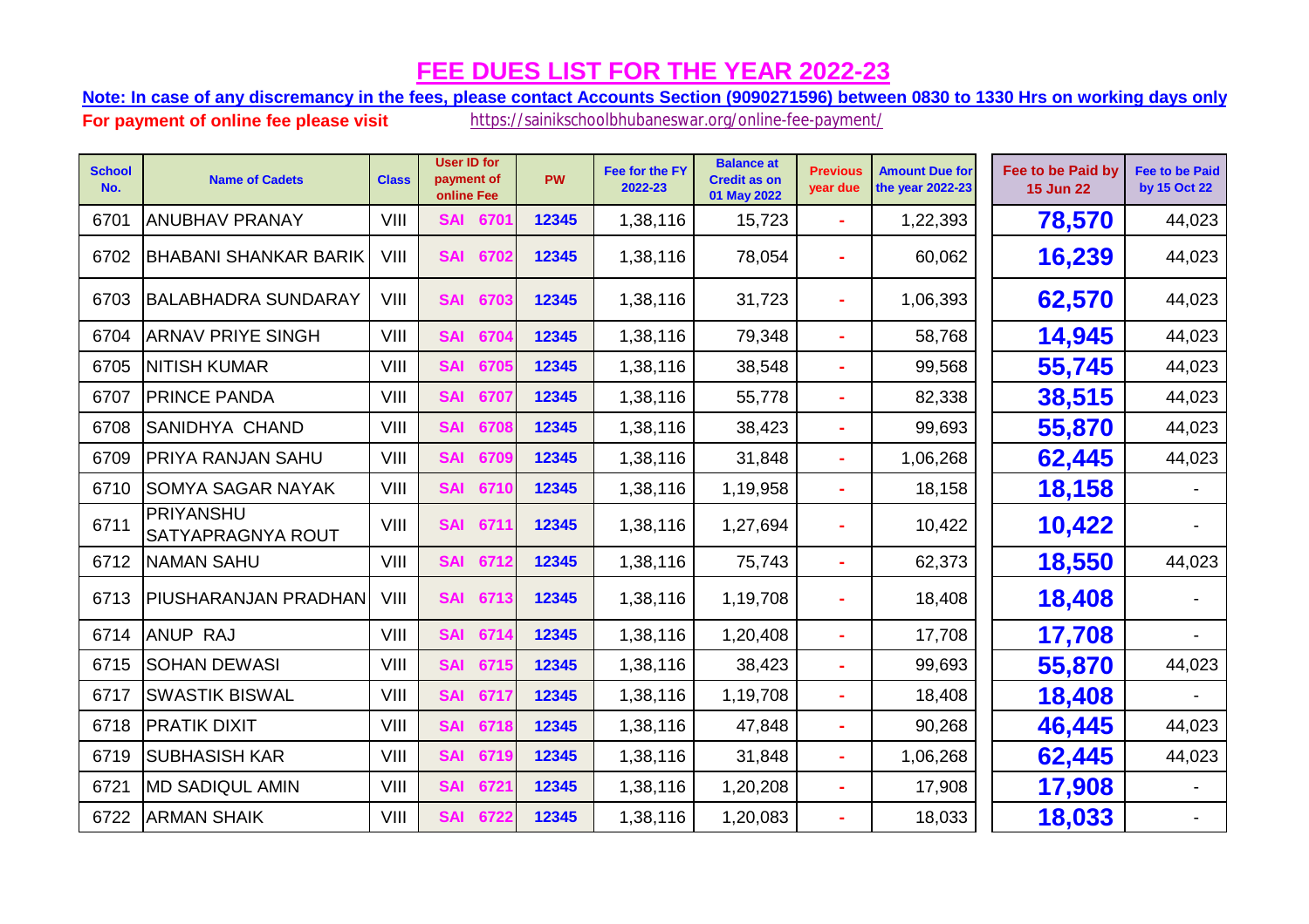# FEE DUES LIST FOR THE YEAR 2022-23

**Note: In case of any discremancy in the fees, please contact Accounts Section (9090271596) between 0830 to 1330 Hrs on working days only**

**For payment of online fee please visit** https://sainikschoolbhubaneswar.org/online-fee-payment/

| School No. | Name of Cadets | Class | User ID for payment of online Fee | PW | Fee for the FY 2022-23 | Balance at Credit as on 01 May 2022 | Previous year due | Amount Due for the year 2022-23 | Fee to be Paid by 15 Jun 22 | Fee to be Paid by 15 Oct 22 |
|---|---|---|---|---|---|---|---|---|---|---|
| 6701 | ANUBHAV PRANAY | VIII | SAI 6701 | 12345 | 1,38,116 | 15,723 | - | 1,22,393 | **78,570** | 44,023 |
| 6702 | BHABANI SHANKAR BARIK | VIII | SAI 6702 | 12345 | 1,38,116 | 78,054 | - | 60,062 | **16,239** | 44,023 |
| 6703 | BALABHADRA SUNDARAY | VIII | SAI 6703 | 12345 | 1,38,116 | 31,723 | - | 1,06,393 | **62,570** | 44,023 |
| 6704 | ARNAV PRIYE SINGH | VIII | SAI 6704 | 12345 | 1,38,116 | 79,348 | - | 58,768 | **14,945** | 44,023 |
| 6705 | NITISH KUMAR | VIII | SAI 6705 | 12345 | 1,38,116 | 38,548 | - | 99,568 | **55,745** | 44,023 |
| 6707 | PRINCE PANDA | VIII | SAI 6707 | 12345 | 1,38,116 | 55,778 | - | 82,338 | **38,515** | 44,023 |
| 6708 | SANIDHYA CHAND | VIII | SAI 6708 | 12345 | 1,38,116 | 38,423 | - | 99,693 | **55,870** | 44,023 |
| 6709 | PRIYA RANJAN SAHU | VIII | SAI 6709 | 12345 | 1,38,116 | 31,848 | - | 1,06,268 | **62,445** | 44,023 |
| 6710 | SOMYA SAGAR NAYAK | VIII | SAI 6710 | 12345 | 1,38,116 | 1,19,958 | - | 18,158 | **18,158** | - |
| 6711 | PRIYANSHU SATYAPRAGNYA ROUT | VIII | SAI 6711 | 12345 | 1,38,116 | 1,27,694 | - | 10,422 | **10,422** | - |
| 6712 | NAMAN SAHU | VIII | SAI 6712 | 12345 | 1,38,116 | 75,743 | - | 62,373 | **18,550** | 44,023 |
| 6713 | PIUSHARANJAN PRADHAN | VIII | SAI 6713 | 12345 | 1,38,116 | 1,19,708 | - | 18,408 | **18,408** | - |
| 6714 | ANUP RAJ | VIII | SAI 6714 | 12345 | 1,38,116 | 1,20,408 | - | 17,708 | **17,708** | - |
| 6715 | SOHAN DEWASI | VIII | SAI 6715 | 12345 | 1,38,116 | 38,423 | - | 99,693 | **55,870** | 44,023 |
| 6717 | SWASTIK BISWAL | VIII | SAI 6717 | 12345 | 1,38,116 | 1,19,708 | - | 18,408 | **18,408** | - |
| 6718 | PRATIK DIXIT | VIII | SAI 6718 | 12345 | 1,38,116 | 47,848 | - | 90,268 | **46,445** | 44,023 |
| 6719 | SUBHASISH KAR | VIII | SAI 6719 | 12345 | 1,38,116 | 31,848 | - | 1,06,268 | **62,445** | 44,023 |
| 6721 | MD SADIQUL AMIN | VIII | SAI 6721 | 12345 | 1,38,116 | 1,20,208 | - | 17,908 | **17,908** | - |
| 6722 | ARMAN SHAIK | VIII | SAI 6722 | 12345 | 1,38,116 | 1,20,083 | - | 18,033 | **18,033** | - |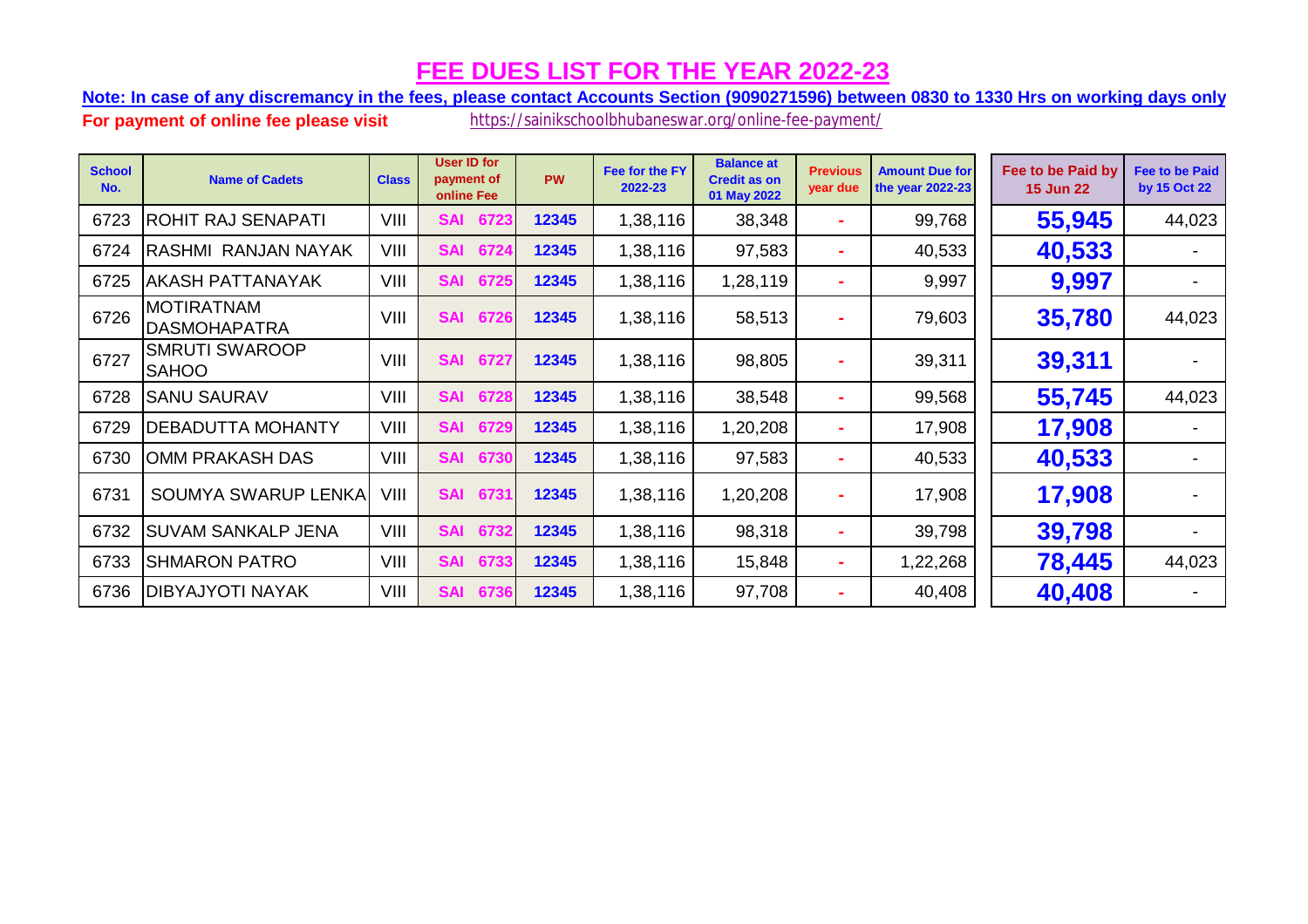# FEE DUES LIST FOR THE YEAR 2022-23

**Note: In case of any discremancy in the fees, please contact Accounts Section (9090271596) between 0830 to 1330 Hrs on working days only**

**For payment of online fee please visit** https://sainikschoolbhubaneswar.org/online-fee-payment/

| School No. | Name of Cadets | Class | User ID for payment of online Fee | PW | Fee for the FY 2022-23 | Balance at Credit as on 01 May 2022 | Previous year due | Amount Due for the year 2022-23 | Fee to be Paid by 15 Jun 22 | Fee to be Paid by 15 Oct 22 |
|---|---|---|---|---|---|---|---|---|---|---|
| 6723 | ROHIT RAJ SENAPATI | VIII | SAI 6723 | 12345 | 1,38,116 | 38,348 | - | 99,768 | 55,945 | 44,023 |
| 6724 | RASHMI RANJAN NAYAK | VIII | SAI 6724 | 12345 | 1,38,116 | 97,583 | - | 40,533 | 40,533 | - |
| 6725 | AKASH PATTANAYAK | VIII | SAI 6725 | 12345 | 1,38,116 | 1,28,119 | - | 9,997 | 9,997 | - |
| 6726 | MOTIRATNAM DASMOHAPATRA | VIII | SAI 6726 | 12345 | 1,38,116 | 58,513 | - | 79,603 | 35,780 | 44,023 |
| 6727 | SMRUTI SWAROOP SAHOO | VIII | SAI 6727 | 12345 | 1,38,116 | 98,805 | - | 39,311 | 39,311 | - |
| 6728 | SANU SAURAV | VIII | SAI 6728 | 12345 | 1,38,116 | 38,548 | - | 99,568 | 55,745 | 44,023 |
| 6729 | DEBADUTTA MOHANTY | VIII | SAI 6729 | 12345 | 1,38,116 | 1,20,208 | - | 17,908 | 17,908 | - |
| 6730 | OMM PRAKASH DAS | VIII | SAI 6730 | 12345 | 1,38,116 | 97,583 | - | 40,533 | 40,533 | - |
| 6731 | SOUMYA SWARUP LENKA | VIII | SAI 6731 | 12345 | 1,38,116 | 1,20,208 | - | 17,908 | 17,908 | - |
| 6732 | SUVAM SANKALP JENA | VIII | SAI 6732 | 12345 | 1,38,116 | 98,318 | - | 39,798 | 39,798 | - |
| 6733 | SHMARON PATRO | VIII | SAI 6733 | 12345 | 1,38,116 | 15,848 | - | 1,22,268 | 78,445 | 44,023 |
| 6736 | DIBYAJYOTI NAYAK | VIII | SAI 6736 | 12345 | 1,38,116 | 97,708 | - | 40,408 | 40,408 | - |